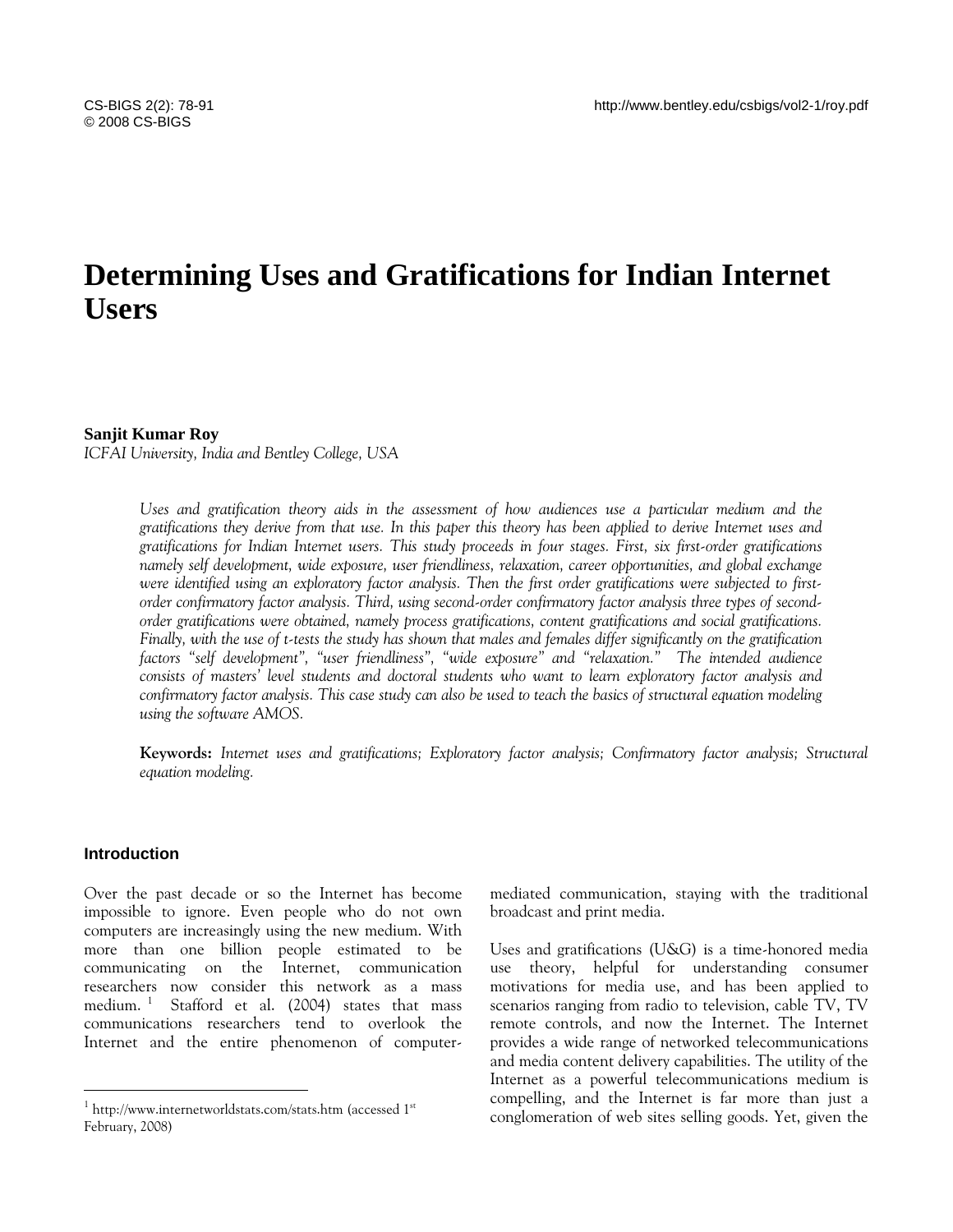# Determining Uses and Gratifications for Indian Internet Users

**Sanjit Kumar Roy**
*ICFAI University, India and Bentley College, USA*

*Uses and gratification theory aids in the assessment of how audiences use a particular medium and the gratifications they derive from that use. In this paper this theory has been applied to derive Internet uses and gratifications for Indian Internet users. This study proceeds in four stages. First, six first-order gratifications namely self development, wide exposure, user friendliness, relaxation, career opportunities, and global exchange were identified using an exploratory factor analysis. Then the first order gratifications were subjected to first-order confirmatory factor analysis. Third, using second-order confirmatory factor analysis three types of second-order gratifications were obtained, namely process gratifications, content gratifications and social gratifications. Finally, with the use of t-tests the study has shown that males and females differ significantly on the gratification factors "self development", "user friendliness", "wide exposure" and "relaxation." The intended audience consists of masters' level students and doctoral students who want to learn exploratory factor analysis and confirmatory factor analysis. This case study can also be used to teach the basics of structural equation modeling using the software AMOS.*

**Keywords:** *Internet uses and gratifications; Exploratory factor analysis; Confirmatory factor analysis; Structural equation modeling.*

## Introduction

Over the past decade or so the Internet has become impossible to ignore. Even people who do not own computers are increasingly using the new medium. With more than one billion people estimated to be communicating on the Internet, communication researchers now consider this network as a mass medium. [1] Stafford et al. (2004) states that mass communications researchers tend to overlook the Internet and the entire phenomenon of computer-mediated communication, staying with the traditional broadcast and print media.

Uses and gratifications (U&G) is a time-honored media use theory, helpful for understanding consumer motivations for media use, and has been applied to scenarios ranging from radio to television, cable TV, TV remote controls, and now the Internet. The Internet provides a wide range of networked telecommunications and media content delivery capabilities. The utility of the Internet as a powerful telecommunications medium is compelling, and the Internet is far more than just a conglomeration of web sites selling goods. Yet, given the

[1] http://www.internetworldstats.com/stats.htm (accessed 1st February, 2008)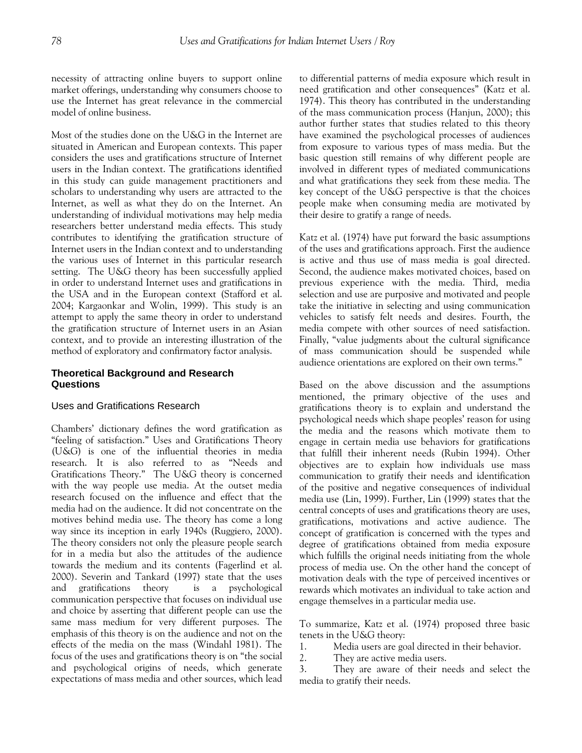necessity of attracting online buyers to support online market offerings, understanding why consumers choose to use the Internet has great relevance in the commercial model of online business.

Most of the studies done on the U&G in the Internet are situated in American and European contexts. This paper considers the uses and gratifications structure of Internet users in the Indian context. The gratifications identified in this study can guide management practitioners and scholars to understanding why users are attracted to the Internet, as well as what they do on the Internet. An understanding of individual motivations may help media researchers better understand media effects. This study contributes to identifying the gratification structure of Internet users in the Indian context and to understanding the various uses of Internet in this particular research setting. The U&G theory has been successfully applied in order to understand Internet uses and gratifications in the USA and in the European context (Stafford et al. 2004; Kargaonkar and Wolin, 1999). This study is an attempt to apply the same theory in order to understand the gratification structure of Internet users in an Asian context, and to provide an interesting illustration of the method of exploratory and confirmatory factor analysis.

## Theoretical Background and Research Questions

### Uses and Gratifications Research

Chambers' dictionary defines the word gratification as "feeling of satisfaction." Uses and Gratifications Theory (U&G) is one of the influential theories in media research. It is also referred to as "Needs and Gratifications Theory." The U&G theory is concerned with the way people use media. At the outset media research focused on the influence and effect that the media had on the audience. It did not concentrate on the motives behind media use. The theory has come a long way since its inception in early 1940s (Ruggiero, 2000). The theory considers not only the pleasure people search for in a media but also the attitudes of the audience towards the medium and its contents (Fagerlind et al. 2000). Severin and Tankard (1997) state that the uses and gratifications theory is a psychological communication perspective that focuses on individual use and choice by asserting that different people can use the same mass medium for very different purposes. The emphasis of this theory is on the audience and not on the effects of the media on the mass (Windahl 1981). The focus of the uses and gratifications theory is on "the social and psychological origins of needs, which generate expectations of mass media and other sources, which lead to differential patterns of media exposure which result in need gratification and other consequences" (Katz et al. 1974). This theory has contributed in the understanding of the mass communication process (Hanjun, 2000); this author further states that studies related to this theory have examined the psychological processes of audiences from exposure to various types of mass media. But the basic question still remains of why different people are involved in different types of mediated communications and what gratifications they seek from these media. The key concept of the U&G perspective is that the choices people make when consuming media are motivated by their desire to gratify a range of needs.

Katz et al. (1974) have put forward the basic assumptions of the uses and gratifications approach. First the audience is active and thus use of mass media is goal directed. Second, the audience makes motivated choices, based on previous experience with the media. Third, media selection and use are purposive and motivated and people take the initiative in selecting and using communication vehicles to satisfy felt needs and desires. Fourth, the media compete with other sources of need satisfaction. Finally, "value judgments about the cultural significance of mass communication should be suspended while audience orientations are explored on their own terms."

Based on the above discussion and the assumptions mentioned, the primary objective of the uses and gratifications theory is to explain and understand the psychological needs which shape peoples' reason for using the media and the reasons which motivate them to engage in certain media use behaviors for gratifications that fulfill their inherent needs (Rubin 1994). Other objectives are to explain how individuals use mass communication to gratify their needs and identification of the positive and negative consequences of individual media use (Lin, 1999). Further, Lin (1999) states that the central concepts of uses and gratifications theory are uses, gratifications, motivations and active audience. The concept of gratification is concerned with the types and degree of gratifications obtained from media exposure which fulfills the original needs initiating from the whole process of media use. On the other hand the concept of motivation deals with the type of perceived incentives or rewards which motivates an individual to take action and engage themselves in a particular media use.

To summarize, Katz et al. (1974) proposed three basic tenets in the U&G theory:

1. Media users are goal directed in their behavior.
2. They are active media users.
3. They are aware of their needs and select the media to gratify their needs.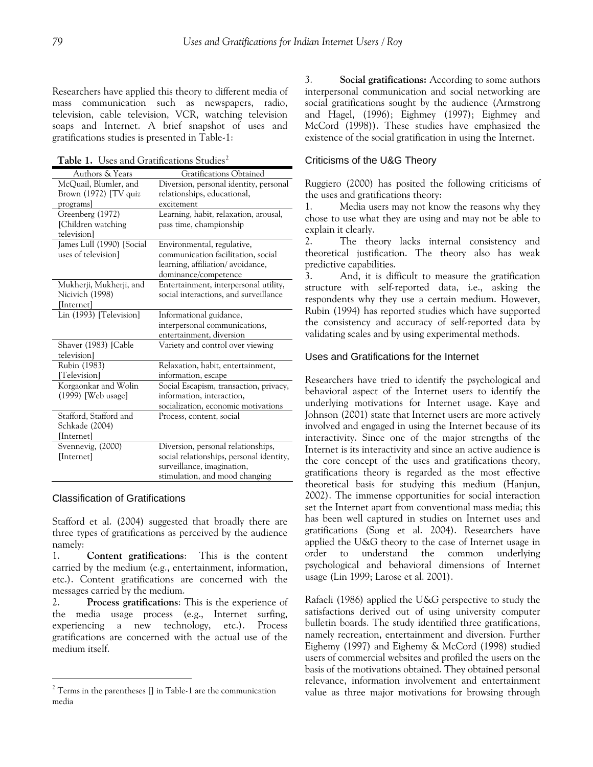Researchers have applied this theory to different media of mass communication such as newspapers, radio, television, cable television, VCR, watching television soaps and Internet. A brief snapshot of uses and gratifications studies is presented in Table-1:

**Table 1.** Uses and Gratifications Studies[2]

| Authors & Years | Gratifications Obtained |
|---|---|
| McQuail, Blumler, and Brown (1972) [TV quiz programs] | Diversion, personal identity, personal relationships, educational, excitement |
| Greenberg (1972) [Children watching television] | Learning, habit, relaxation, arousal, pass time, championship |
| James Lull (1990) [Social uses of television] | Environmental, regulative, communication facilitation, social learning, affiliation/ avoidance, dominance/competence |
| Mukherji, Mukherji, and Nicivich (1998) [Internet] | Entertainment, interpersonal utility, social interactions, and surveillance |
| Lin (1993) [Television] | Informational guidance, interpersonal communications, entertainment, diversion |
| Shaver (1983) [Cable television] | Variety and control over viewing |
| Rubin (1983) [Television] | Relaxation, habit, entertainment, information, escape |
| Korgaonkar and Wolin (1999) [Web usage] | Social Escapism, transaction, privacy, information, interaction, socialization, economic motivations |
| Stafford, Stafford and Schkade (2004) [Internet] | Process, content, social |
| Svennevig, (2000) [Internet] | Diversion, personal relationships, social relationships, personal identity, surveillance, imagination, stimulation, and mood changing |

## Classification of Gratifications

Stafford et al. (2004) suggested that broadly there are three types of gratifications as perceived by the audience namely:

1. **Content gratifications**: This is the content carried by the medium (e.g., entertainment, information, etc.). Content gratifications are concerned with the messages carried by the medium.
2. **Process gratifications**: This is the experience of the media usage process (e.g., Internet surfing, experiencing a new technology, etc.). Process gratifications are concerned with the actual use of the medium itself.
3. **Social gratifications:** According to some authors interpersonal communication and social networking are social gratifications sought by the audience (Armstrong and Hagel, (1996); Eighmey (1997); Eighmey and McCord (1998)). These studies have emphasized the existence of the social gratification in using the Internet.

## Criticisms of the U&G Theory

Ruggiero (2000) has posited the following criticisms of the uses and gratifications theory:

1. Media users may not know the reasons why they chose to use what they are using and may not be able to explain it clearly.
2. The theory lacks internal consistency and theoretical justification. The theory also has weak predictive capabilities.
3. And, it is difficult to measure the gratification structure with self-reported data, i.e., asking the respondents why they use a certain medium. However, Rubin (1994) has reported studies which have supported the consistency and accuracy of self-reported data by validating scales and by using experimental methods.

## Uses and Gratifications for the Internet

Researchers have tried to identify the psychological and behavioral aspect of the Internet users to identify the underlying motivations for Internet usage. Kaye and Johnson (2001) state that Internet users are more actively involved and engaged in using the Internet because of its interactivity. Since one of the major strengths of the Internet is its interactivity and since an active audience is the core concept of the uses and gratifications theory, gratifications theory is regarded as the most effective theoretical basis for studying this medium (Hanjun, 2002). The immense opportunities for social interaction set the Internet apart from conventional mass media; this has been well captured in studies on Internet uses and gratifications (Song et al. 2004). Researchers have applied the U&G theory to the case of Internet usage in order to understand the common underlying psychological and behavioral dimensions of Internet usage (Lin 1999; Larose et al. 2001).

Rafaeli (1986) applied the U&G perspective to study the satisfactions derived out of using university computer bulletin boards. The study identified three gratifications, namely recreation, entertainment and diversion. Further Eighemy (1997) and Eighemy & McCord (1998) studied users of commercial websites and profiled the users on the basis of the motivations obtained. They obtained personal relevance, information involvement and entertainment value as three major motivations for browsing through

[2] Terms in the parentheses [] in Table-1 are the communication media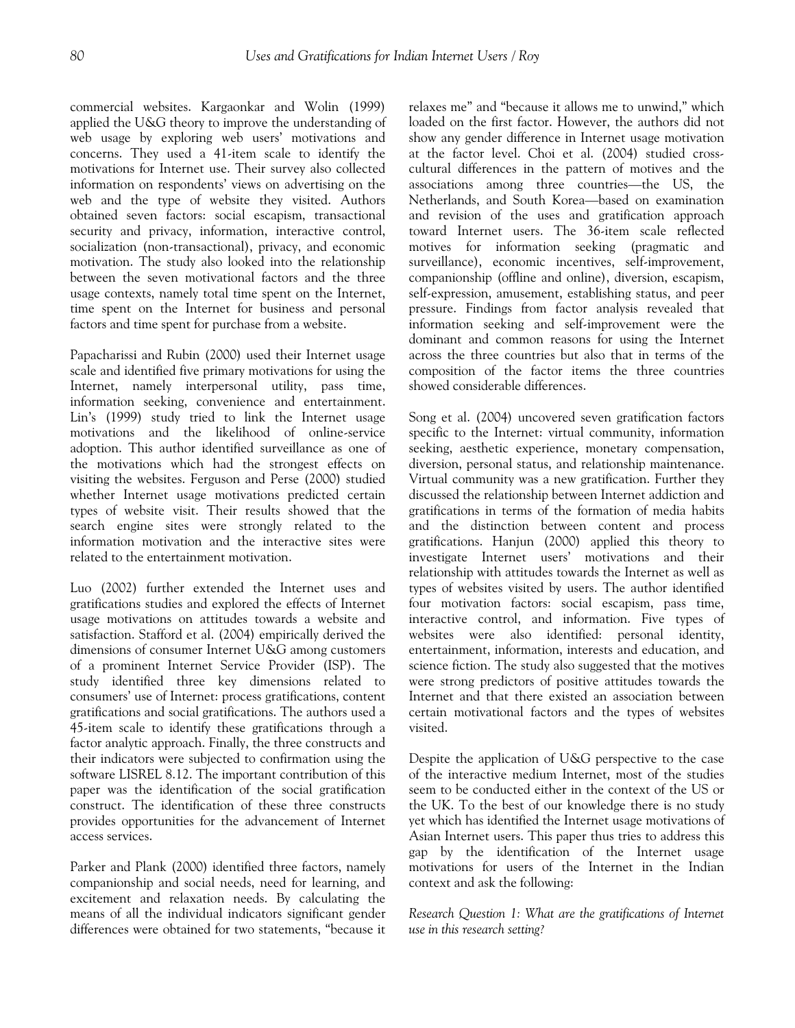commercial websites. Kargaonkar and Wolin (1999) applied the U&G theory to improve the understanding of web usage by exploring web users' motivations and concerns. They used a 41-item scale to identify the motivations for Internet use. Their survey also collected information on respondents' views on advertising on the web and the type of website they visited. Authors obtained seven factors: social escapism, transactional security and privacy, information, interactive control, socialization (non-transactional), privacy, and economic motivation. The study also looked into the relationship between the seven motivational factors and the three usage contexts, namely total time spent on the Internet, time spent on the Internet for business and personal factors and time spent for purchase from a website.

Papacharissi and Rubin (2000) used their Internet usage scale and identified five primary motivations for using the Internet, namely interpersonal utility, pass time, information seeking, convenience and entertainment. Lin's (1999) study tried to link the Internet usage motivations and the likelihood of online-service adoption. This author identified surveillance as one of the motivations which had the strongest effects on visiting the websites. Ferguson and Perse (2000) studied whether Internet usage motivations predicted certain types of website visit. Their results showed that the search engine sites were strongly related to the information motivation and the interactive sites were related to the entertainment motivation.

Luo (2002) further extended the Internet uses and gratifications studies and explored the effects of Internet usage motivations on attitudes towards a website and satisfaction. Stafford et al. (2004) empirically derived the dimensions of consumer Internet U&G among customers of a prominent Internet Service Provider (ISP). The study identified three key dimensions related to consumers' use of Internet: process gratifications, content gratifications and social gratifications. The authors used a 45-item scale to identify these gratifications through a factor analytic approach. Finally, the three constructs and their indicators were subjected to confirmation using the software LISREL 8.12. The important contribution of this paper was the identification of the social gratification construct. The identification of these three constructs provides opportunities for the advancement of Internet access services.

Parker and Plank (2000) identified three factors, namely companionship and social needs, need for learning, and excitement and relaxation needs. By calculating the means of all the individual indicators significant gender differences were obtained for two statements, "because it relaxes me" and "because it allows me to unwind," which loaded on the first factor. However, the authors did not show any gender difference in Internet usage motivation at the factor level. Choi et al. (2004) studied cross-cultural differences in the pattern of motives and the associations among three countries—the US, the Netherlands, and South Korea—based on examination and revision of the uses and gratification approach toward Internet users. The 36-item scale reflected motives for information seeking (pragmatic and surveillance), economic incentives, self-improvement, companionship (offline and online), diversion, escapism, self-expression, amusement, establishing status, and peer pressure. Findings from factor analysis revealed that information seeking and self-improvement were the dominant and common reasons for using the Internet across the three countries but also that in terms of the composition of the factor items the three countries showed considerable differences.

Song et al. (2004) uncovered seven gratification factors specific to the Internet: virtual community, information seeking, aesthetic experience, monetary compensation, diversion, personal status, and relationship maintenance. Virtual community was a new gratification. Further they discussed the relationship between Internet addiction and gratifications in terms of the formation of media habits and the distinction between content and process gratifications. Hanjun (2000) applied this theory to investigate Internet users' motivations and their relationship with attitudes towards the Internet as well as types of websites visited by users. The author identified four motivation factors: social escapism, pass time, interactive control, and information. Five types of websites were also identified: personal identity, entertainment, information, interests and education, and science fiction. The study also suggested that the motives were strong predictors of positive attitudes towards the Internet and that there existed an association between certain motivational factors and the types of websites visited.

Despite the application of U&G perspective to the case of the interactive medium Internet, most of the studies seem to be conducted either in the context of the US or the UK. To the best of our knowledge there is no study yet which has identified the Internet usage motivations of Asian Internet users. This paper thus tries to address this gap by the identification of the Internet usage motivations for users of the Internet in the Indian context and ask the following:

*Research Question 1: What are the gratifications of Internet use in this research setting?*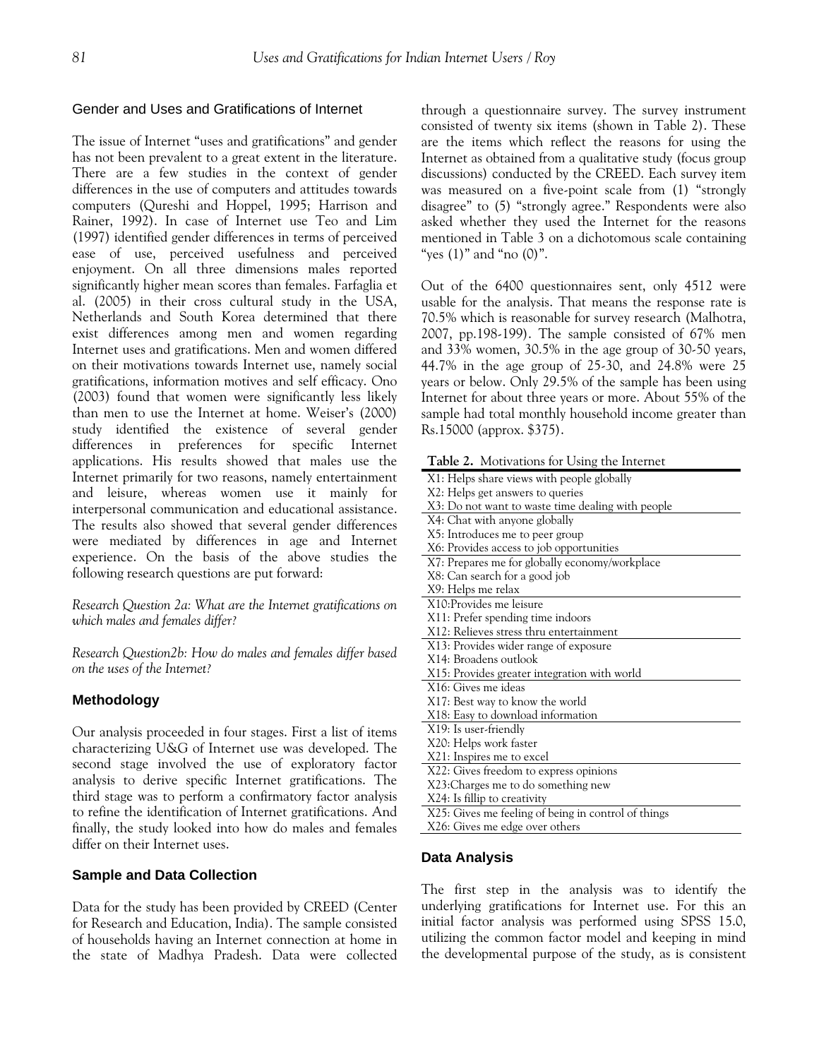## Gender and Uses and Gratifications of Internet

The issue of Internet "uses and gratifications" and gender has not been prevalent to a great extent in the literature. There are a few studies in the context of gender differences in the use of computers and attitudes towards computers (Qureshi and Hoppel, 1995; Harrison and Rainer, 1992). In case of Internet use Teo and Lim (1997) identified gender differences in terms of perceived ease of use, perceived usefulness and perceived enjoyment. On all three dimensions males reported significantly higher mean scores than females. Farfaglia et al. (2005) in their cross cultural study in the USA, Netherlands and South Korea determined that there exist differences among men and women regarding Internet uses and gratifications. Men and women differed on their motivations towards Internet use, namely social gratifications, information motives and self efficacy. Ono (2003) found that women were significantly less likely than men to use the Internet at home. Weiser's (2000) study identified the existence of several gender differences in preferences for specific Internet applications. His results showed that males use the Internet primarily for two reasons, namely entertainment and leisure, whereas women use it mainly for interpersonal communication and educational assistance. The results also showed that several gender differences were mediated by differences in age and Internet experience. On the basis of the above studies the following research questions are put forward:

*Research Question 2a: What are the Internet gratifications on which males and females differ?*

*Research Question2b: How do males and females differ based on the uses of the Internet?*

### Methodology

Our analysis proceeded in four stages. First a list of items characterizing U&G of Internet use was developed. The second stage involved the use of exploratory factor analysis to derive specific Internet gratifications. The third stage was to perform a confirmatory factor analysis to refine the identification of Internet gratifications. And finally, the study looked into how do males and females differ on their Internet uses.

### Sample and Data Collection

Data for the study has been provided by CREED (Center for Research and Education, India). The sample consisted of households having an Internet connection at home in the state of Madhya Pradesh. Data were collected through a questionnaire survey. The survey instrument consisted of twenty six items (shown in Table 2). These are the items which reflect the reasons for using the Internet as obtained from a qualitative study (focus group discussions) conducted by the CREED. Each survey item was measured on a five-point scale from (1) "strongly disagree" to (5) "strongly agree." Respondents were also asked whether they used the Internet for the reasons mentioned in Table 3 on a dichotomous scale containing "yes (1)" and "no (0)".

Out of the 6400 questionnaires sent, only 4512 were usable for the analysis. That means the response rate is 70.5% which is reasonable for survey research (Malhotra, 2007, pp.198-199). The sample consisted of 67% men and 33% women, 30.5% in the age group of 30-50 years, 44.7% in the age group of 25-30, and 24.8% were 25 years or below. Only 29.5% of the sample has been using Internet for about three years or more. About 55% of the sample had total monthly household income greater than Rs.15000 (approx. $375).

**Table 2.** Motivations for Using the Internet

| Item |
|---|
| X1: Helps share views with people globally |
| X2: Helps get answers to queries |
| X3: Do not want to waste time dealing with people |
| X4: Chat with anyone globally |
| X5: Introduces me to peer group |
| X6: Provides access to job opportunities |
| X7: Prepares me for globally economy/workplace |
| X8: Can search for a good job |
| X9: Helps me relax |
| X10:Provides me leisure |
| X11: Prefer spending time indoors |
| X12: Relieves stress thru entertainment |
| X13: Provides wider range of exposure |
| X14: Broadens outlook |
| X15: Provides greater integration with world |
| X16: Gives me ideas |
| X17: Best way to know the world |
| X18: Easy to download information |
| X19: Is user-friendly |
| X20: Helps work faster |
| X21: Inspires me to excel |
| X22: Gives freedom to express opinions |
| X23:Charges me to do something new |
| X24: Is fillip to creativity |
| X25: Gives me feeling of being in control of things |
| X26: Gives me edge over others |

### Data Analysis

The first step in the analysis was to identify the underlying gratifications for Internet use. For this an initial factor analysis was performed using SPSS 15.0, utilizing the common factor model and keeping in mind the developmental purpose of the study, as is consistent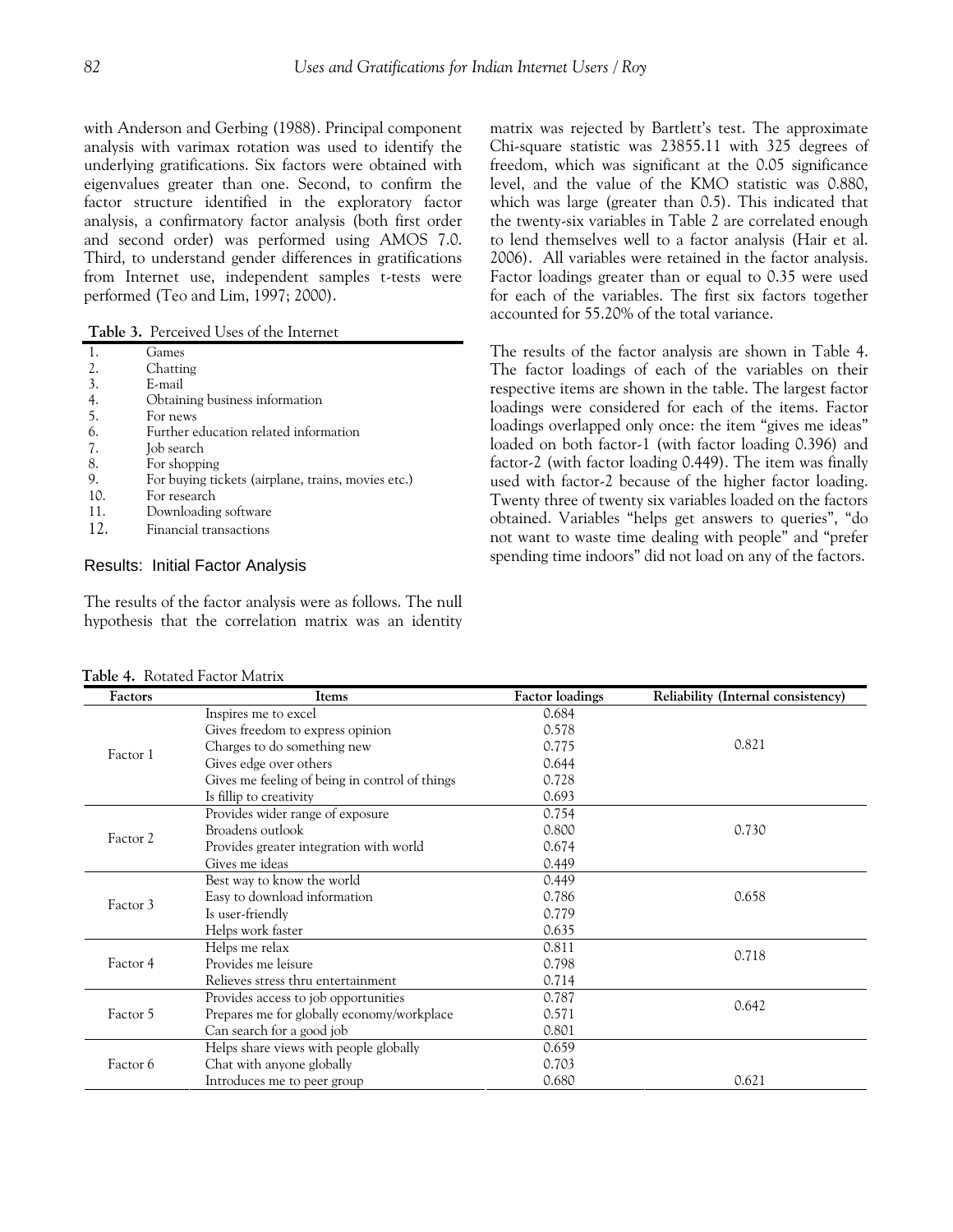with Anderson and Gerbing (1988). Principal component analysis with varimax rotation was used to identify the underlying gratifications. Six factors were obtained with eigenvalues greater than one. Second, to confirm the factor structure identified in the exploratory factor analysis, a confirmatory factor analysis (both first order and second order) was performed using AMOS 7.0. Third, to understand gender differences in gratifications from Internet use, independent samples t-tests were performed (Teo and Lim, 1997; 2000).

**Table 3.** Perceived Uses of the Internet

| | |
|---|---|
| 1. | Games |
| 2. | Chatting |
| 3. | E-mail |
| 4. | Obtaining business information |
| 5. | For news |
| 6. | Further education related information |
| 7. | Job search |
| 8. | For shopping |
| 9. | For buying tickets (airplane, trains, movies etc.) |
| 10. | For research |
| 11. | Downloading software |
| 12. | Financial transactions |

## Results: Initial Factor Analysis

The results of the factor analysis were as follows. The null hypothesis that the correlation matrix was an identity matrix was rejected by Bartlett's test. The approximate Chi-square statistic was 23855.11 with 325 degrees of freedom, which was significant at the 0.05 significance level, and the value of the KMO statistic was 0.880, which was large (greater than 0.5). This indicated that the twenty-six variables in Table 2 are correlated enough to lend themselves well to a factor analysis (Hair et al. 2006). All variables were retained in the factor analysis. Factor loadings greater than or equal to 0.35 were used for each of the variables. The first six factors together accounted for 55.20% of the total variance.

The results of the factor analysis are shown in Table 4. The factor loadings of each of the variables on their respective items are shown in the table. The largest factor loadings were considered for each of the items. Factor loadings overlapped only once: the item "gives me ideas" loaded on both factor-1 (with factor loading 0.396) and factor-2 (with factor loading 0.449). The item was finally used with factor-2 because of the higher factor loading. Twenty three of twenty six variables loaded on the factors obtained. Variables "helps get answers to queries", "do not want to waste time dealing with people" and "prefer spending time indoors" did not load on any of the factors.

**Table 4.** Rotated Factor Matrix

| Factors | Items | Factor loadings | Reliability (Internal consistency) |
|---|---|---|---|
| Factor 1 | Inspires me to excel | 0.684 | 0.821 |
| | Gives freedom to express opinion | 0.578 | |
| | Charges to do something new | 0.775 | |
| | Gives edge over others | 0.644 | |
| | Gives me feeling of being in control of things | 0.728 | |
| | Is fillip to creativity | 0.693 | |
| Factor 2 | Provides wider range of exposure | 0.754 | 0.730 |
| | Broadens outlook | 0.800 | |
| | Provides greater integration with world | 0.674 | |
| | Gives me ideas | 0.449 | |
| Factor 3 | Best way to know the world | 0.449 | 0.658 |
| | Easy to download information | 0.786 | |
| | Is user-friendly | 0.779 | |
| | Helps work faster | 0.635 | |
| Factor 4 | Helps me relax | 0.811 | 0.718 |
| | Provides me leisure | 0.798 | |
| | Relieves stress thru entertainment | 0.714 | |
| Factor 5 | Provides access to job opportunities | 0.787 | 0.642 |
| | Prepares me for globally economy/workplace | 0.571 | |
| | Can search for a good job | 0.801 | |
| Factor 6 | Helps share views with people globally | 0.659 | 0.621 |
| | Chat with anyone globally | 0.703 | |
| | Introduces me to peer group | 0.680 | |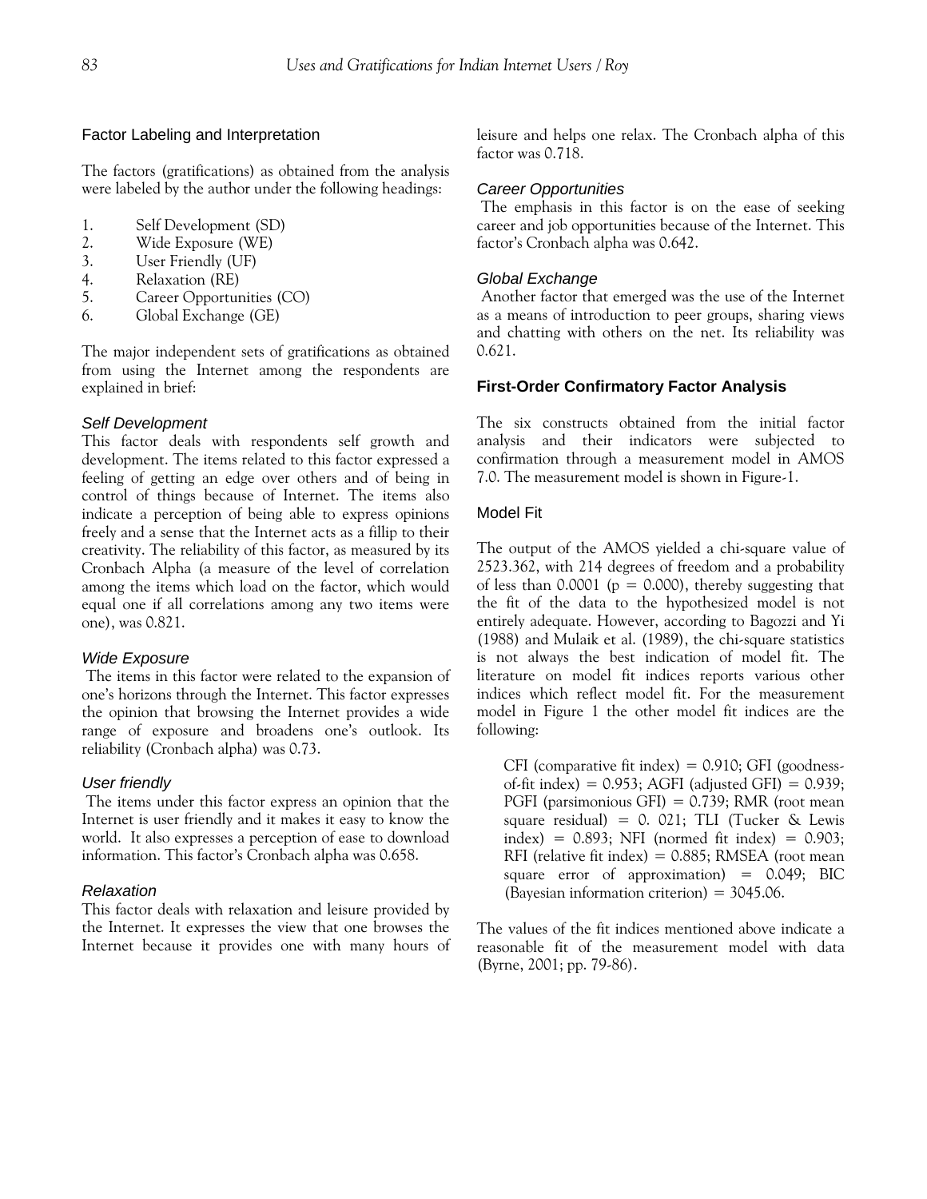### Factor Labeling and Interpretation

The factors (gratifications) as obtained from the analysis were labeled by the author under the following headings:

1. Self Development (SD)
2. Wide Exposure (WE)
3. User Friendly (UF)
4. Relaxation (RE)
5. Career Opportunities (CO)
6. Global Exchange (GE)

The major independent sets of gratifications as obtained from using the Internet among the respondents are explained in brief:

#### *Self Development*

This factor deals with respondents self growth and development. The items related to this factor expressed a feeling of getting an edge over others and of being in control of things because of Internet. The items also indicate a perception of being able to express opinions freely and a sense that the Internet acts as a fillip to their creativity. The reliability of this factor, as measured by its Cronbach Alpha (a measure of the level of correlation among the items which load on the factor, which would equal one if all correlations among any two items were one), was 0.821.

#### *Wide Exposure*

The items in this factor were related to the expansion of one's horizons through the Internet. This factor expresses the opinion that browsing the Internet provides a wide range of exposure and broadens one's outlook. Its reliability (Cronbach alpha) was 0.73.

#### *User friendly*

The items under this factor express an opinion that the Internet is user friendly and it makes it easy to know the world. It also expresses a perception of ease to download information. This factor's Cronbach alpha was 0.658.

#### *Relaxation*

This factor deals with relaxation and leisure provided by the Internet. It expresses the view that one browses the Internet because it provides one with many hours of leisure and helps one relax. The Cronbach alpha of this factor was 0.718.

#### *Career Opportunities*

The emphasis in this factor is on the ease of seeking career and job opportunities because of the Internet. This factor's Cronbach alpha was 0.642.

#### *Global Exchange*

Another factor that emerged was the use of the Internet as a means of introduction to peer groups, sharing views and chatting with others on the net. Its reliability was 0.621.

### **First-Order Confirmatory Factor Analysis**

The six constructs obtained from the initial factor analysis and their indicators were subjected to confirmation through a measurement model in AMOS 7.0. The measurement model is shown in Figure-1.

### Model Fit

The output of the AMOS yielded a chi-square value of 2523.362, with 214 degrees of freedom and a probability of less than 0.0001 ($p = 0.000$), thereby suggesting that the fit of the data to the hypothesized model is not entirely adequate. However, according to Bagozzi and Yi (1988) and Mulaik et al. (1989), the chi-square statistics is not always the best indication of model fit. The literature on model fit indices reports various other indices which reflect model fit. For the measurement model in Figure 1 the other model fit indices are the following:

> CFI (comparative fit index) = 0.910; GFI (goodness-of-fit index) = 0.953; AGFI (adjusted GFI) = 0.939; PGFI (parsimonious GFI) = 0.739; RMR (root mean square residual) = 0. 021; TLI (Tucker & Lewis index) = 0.893; NFI (normed fit index) = 0.903; RFI (relative fit index) = 0.885; RMSEA (root mean square error of approximation) = 0.049; BIC (Bayesian information criterion) = 3045.06.

The values of the fit indices mentioned above indicate a reasonable fit of the measurement model with data (Byrne, 2001; pp. 79-86).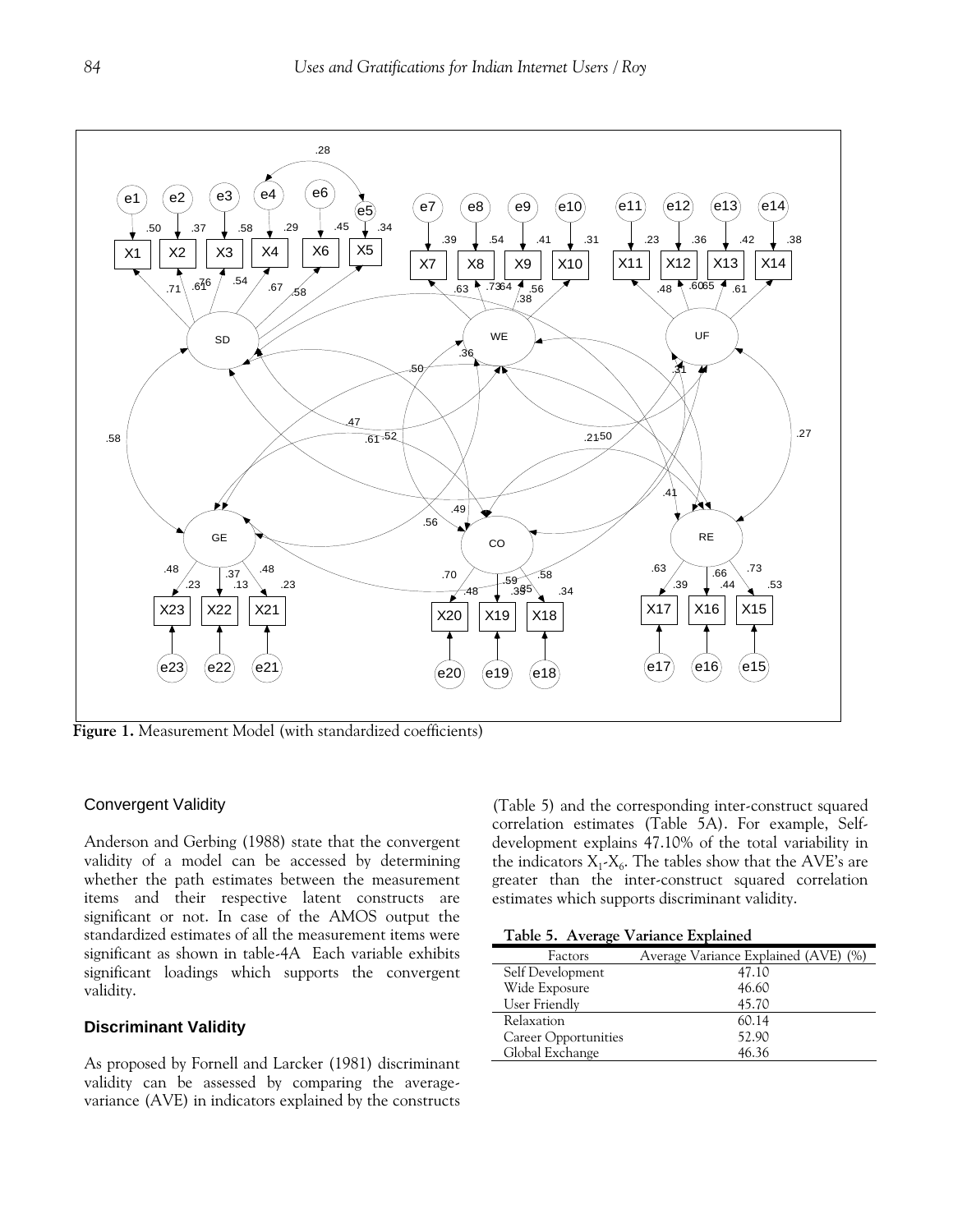**Figure 1.** Measurement Model (with standardized coefficients)

### Convergent Validity

Anderson and Gerbing (1988) state that the convergent validity of a model can be accessed by determining whether the path estimates between the measurement items and their respective latent constructs are significant or not. In case of the AMOS output the standardized estimates of all the measurement items were significant as shown in table-4A Each variable exhibits significant loadings which supports the convergent validity.

### Discriminant Validity

As proposed by Fornell and Larcker (1981) discriminant validity can be assessed by comparing the average-variance (AVE) in indicators explained by the constructs (Table 5) and the corresponding inter-construct squared correlation estimates (Table 5A). For example, Self-development explains 47.10% of the total variability in the indicators $X_1$-$X_6$. The tables show that the AVE's are greater than the inter-construct squared correlation estimates which supports discriminant validity.

**Table 5. Average Variance Explained**

| Factors | Average Variance Explained (AVE) (%) |
|---|---|
| Self Development | 47.10 |
| Wide Exposure | 46.60 |
| User Friendly | 45.70 |
| Relaxation | 60.14 |
| Career Opportunities | 52.90 |
| Global Exchange | 46.36 |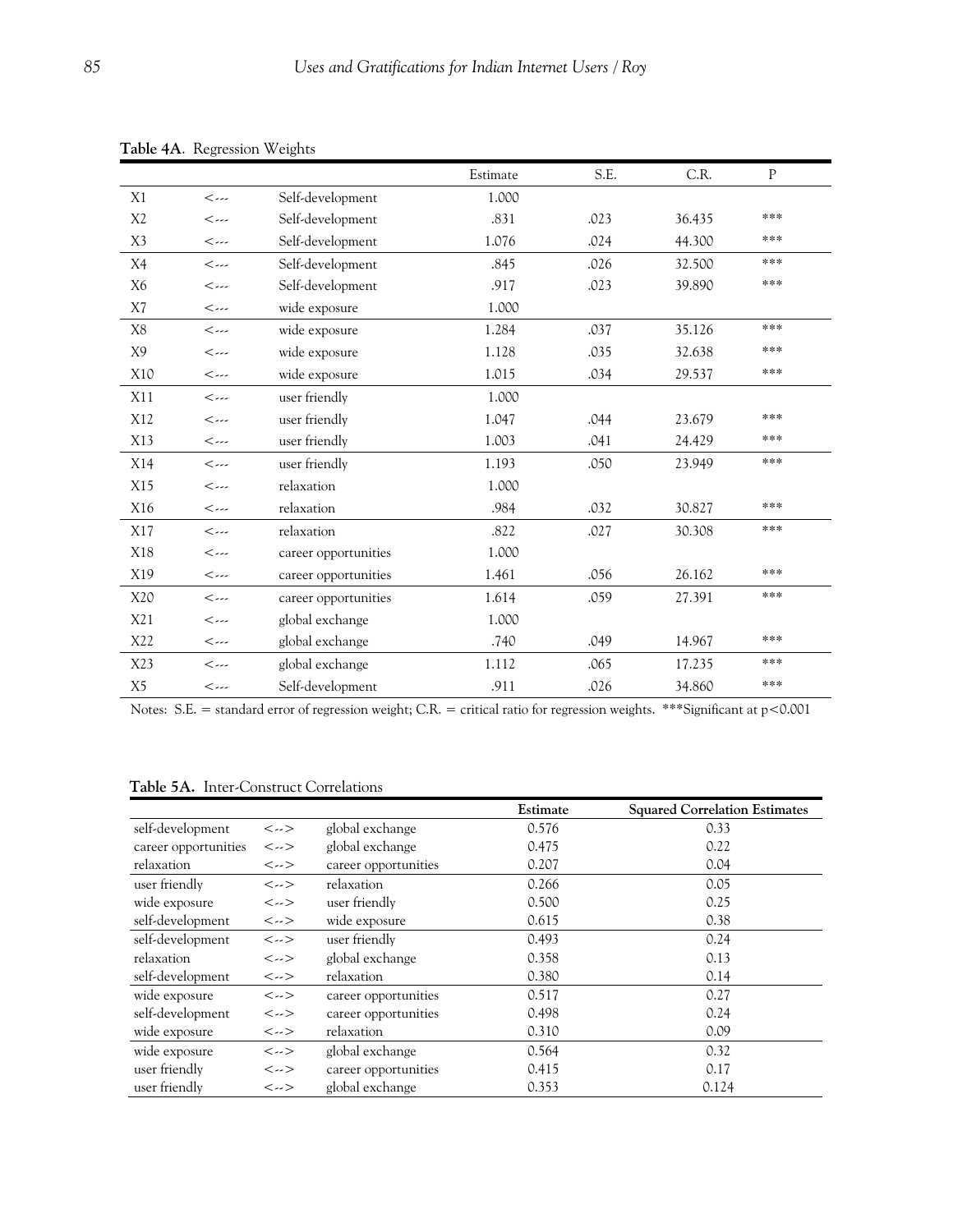**Table 4A**. Regression Weights

| | | | Estimate | S.E. | C.R. | P |
|---|---|---|---|---|---|---|
| X1 | <--- | Self-development | 1.000 | | | |
| X2 | <--- | Self-development | .831 | .023 | 36.435 | *** |
| X3 | <--- | Self-development | 1.076 | .024 | 44.300 | *** |
| X4 | <--- | Self-development | .845 | .026 | 32.500 | *** |
| X6 | <--- | Self-development | .917 | .023 | 39.890 | *** |
| X7 | <--- | wide exposure | 1.000 | | | |
| X8 | <--- | wide exposure | 1.284 | .037 | 35.126 | *** |
| X9 | <--- | wide exposure | 1.128 | .035 | 32.638 | *** |
| X10 | <--- | wide exposure | 1.015 | .034 | 29.537 | *** |
| X11 | <--- | user friendly | 1.000 | | | |
| X12 | <--- | user friendly | 1.047 | .044 | 23.679 | *** |
| X13 | <--- | user friendly | 1.003 | .041 | 24.429 | *** |
| X14 | <--- | user friendly | 1.193 | .050 | 23.949 | *** |
| X15 | <--- | relaxation | 1.000 | | | |
| X16 | <--- | relaxation | .984 | .032 | 30.827 | *** |
| X17 | <--- | relaxation | .822 | .027 | 30.308 | *** |
| X18 | <--- | career opportunities | 1.000 | | | |
| X19 | <--- | career opportunities | 1.461 | .056 | 26.162 | *** |
| X20 | <--- | career opportunities | 1.614 | .059 | 27.391 | *** |
| X21 | <--- | global exchange | 1.000 | | | |
| X22 | <--- | global exchange | .740 | .049 | 14.967 | *** |
| X23 | <--- | global exchange | 1.112 | .065 | 17.235 | *** |
| X5 | <--- | Self-development | .911 | .026 | 34.860 | *** |

Notes: S.E. = standard error of regression weight; C.R. = critical ratio for regression weights. ***Significant at $p<0.001$

**Table 5A.** Inter-Construct Correlations

| | | | **Estimate** | **Squared Correlation Estimates** |
|---|---|---|---|---|
| self-development | <--> | global exchange | 0.576 | 0.33 |
| career opportunities | <--> | global exchange | 0.475 | 0.22 |
| relaxation | <--> | career opportunities | 0.207 | 0.04 |
| user friendly | <--> | relaxation | 0.266 | 0.05 |
| wide exposure | <--> | user friendly | 0.500 | 0.25 |
| self-development | <--> | wide exposure | 0.615 | 0.38 |
| self-development | <--> | user friendly | 0.493 | 0.24 |
| relaxation | <--> | global exchange | 0.358 | 0.13 |
| self-development | <--> | relaxation | 0.380 | 0.14 |
| wide exposure | <--> | career opportunities | 0.517 | 0.27 |
| self-development | <--> | career opportunities | 0.498 | 0.24 |
| wide exposure | <--> | relaxation | 0.310 | 0.09 |
| wide exposure | <--> | global exchange | 0.564 | 0.32 |
| user friendly | <--> | career opportunities | 0.415 | 0.17 |
| user friendly | <--> | global exchange | 0.353 | 0.124 |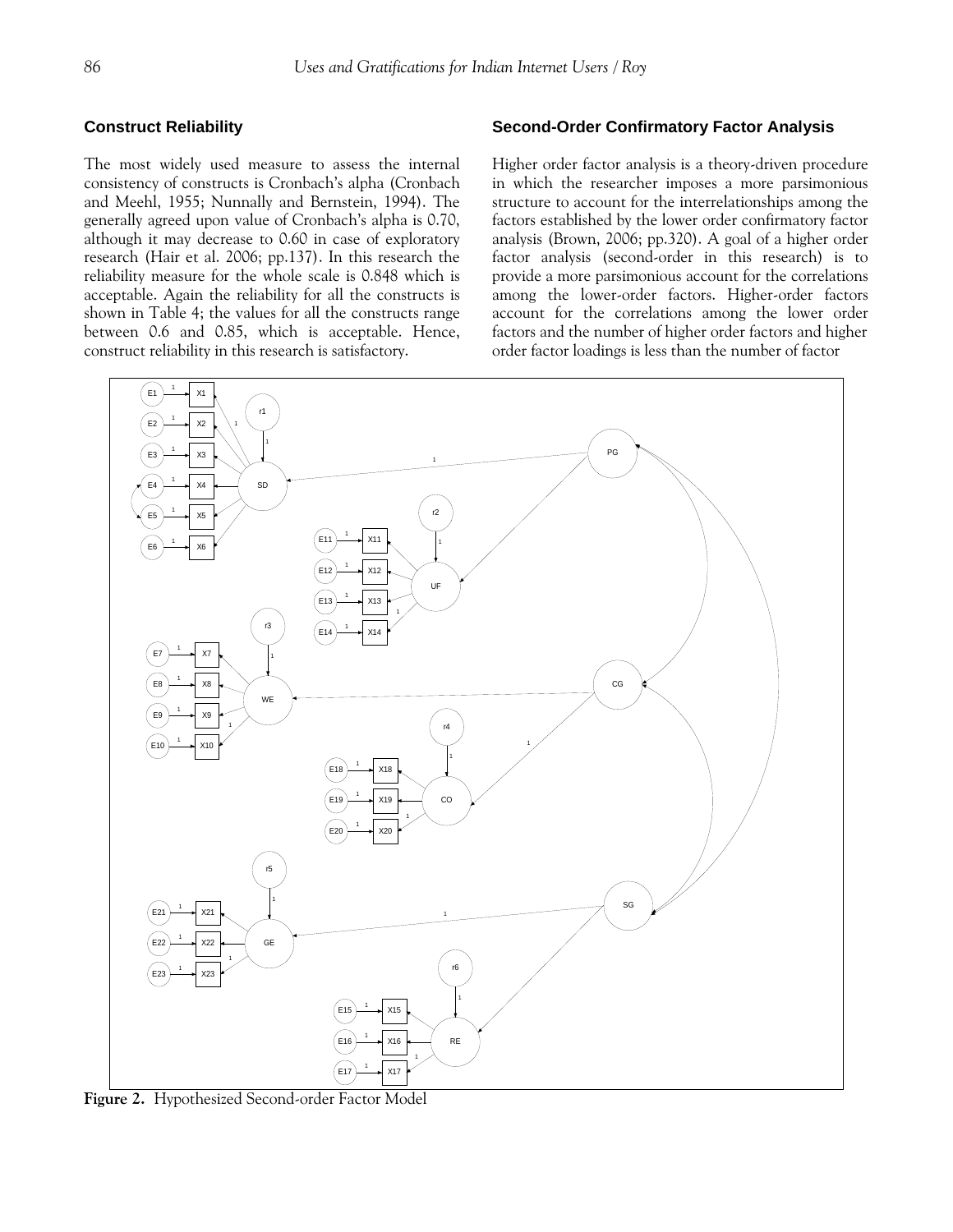## Construct Reliability

The most widely used measure to assess the internal consistency of constructs is Cronbach's alpha (Cronbach and Meehl, 1955; Nunnally and Bernstein, 1994). The generally agreed upon value of Cronbach's alpha is 0.70, although it may decrease to 0.60 in case of exploratory research (Hair et al. 2006; pp.137). In this research the reliability measure for the whole scale is 0.848 which is acceptable. Again the reliability for all the constructs is shown in Table 4; the values for all the constructs range between 0.6 and 0.85, which is acceptable. Hence, construct reliability in this research is satisfactory.

## Second-Order Confirmatory Factor Analysis

Higher order factor analysis is a theory-driven procedure in which the researcher imposes a more parsimonious structure to account for the interrelationships among the factors established by the lower order confirmatory factor analysis (Brown, 2006; pp.320). A goal of a higher order factor analysis (second-order in this research) is to provide a more parsimonious account for the correlations among the lower-order factors. Higher-order factors account for the correlations among the lower order factors and the number of higher order factors and higher order factor loadings is less than the number of factor

**Figure 2.** Hypothesized Second-order Factor Model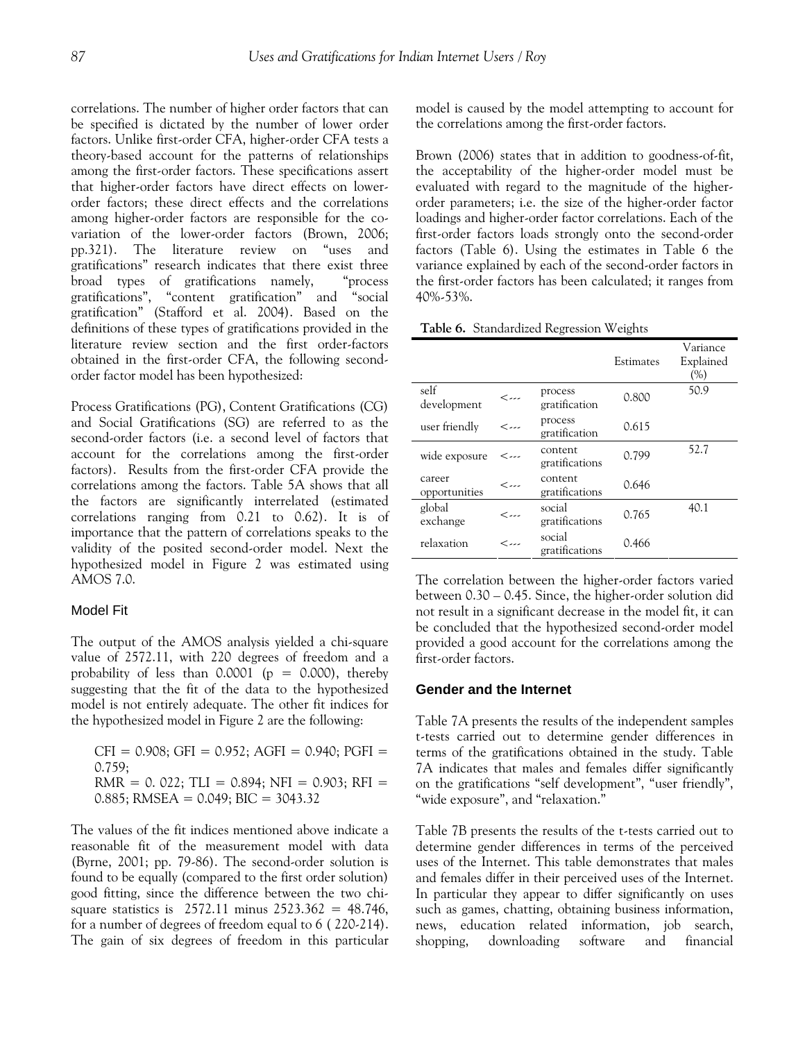correlations. The number of higher order factors that can be specified is dictated by the number of lower order factors. Unlike first-order CFA, higher-order CFA tests a theory-based account for the patterns of relationships among the first-order factors. These specifications assert that higher-order factors have direct effects on lower-order factors; these direct effects and the correlations among higher-order factors are responsible for the co-variation of the lower-order factors (Brown, 2006; pp.321). The literature review on "uses and gratifications" research indicates that there exist three broad types of gratifications namely, "process gratifications", "content gratification" and "social gratification" (Stafford et al. 2004). Based on the definitions of these types of gratifications provided in the literature review section and the first order-factors obtained in the first-order CFA, the following second-order factor model has been hypothesized:

Process Gratifications (PG), Content Gratifications (CG) and Social Gratifications (SG) are referred to as the second-order factors (i.e. a second level of factors that account for the correlations among the first-order factors). Results from the first-order CFA provide the correlations among the factors. Table 5A shows that all the factors are significantly interrelated (estimated correlations ranging from 0.21 to 0.62). It is of importance that the pattern of correlations speaks to the validity of the posited second-order model. Next the hypothesized model in Figure 2 was estimated using AMOS 7.0.

## Model Fit

The output of the AMOS analysis yielded a chi-square value of 2572.11, with 220 degrees of freedom and a probability of less than 0.0001 ($p = 0.000$), thereby suggesting that the fit of the data to the hypothesized model is not entirely adequate. The other fit indices for the hypothesized model in Figure 2 are the following:

CFI = 0.908; GFI = 0.952; AGFI = 0.940; PGFI = 0.759;
RMR = 0. 022; TLI = 0.894; NFI = 0.903; RFI = 0.885; RMSEA = 0.049; BIC = 3043.32

The values of the fit indices mentioned above indicate a reasonable fit of the measurement model with data (Byrne, 2001; pp. 79-86). The second-order solution is found to be equally (compared to the first order solution) good fitting, since the difference between the two chi-square statistics is 2572.11 minus 2523.362 = 48.746, for a number of degrees of freedom equal to 6 ( 220-214). The gain of six degrees of freedom in this particular model is caused by the model attempting to account for the correlations among the first-order factors.

Brown (2006) states that in addition to goodness-of-fit, the acceptability of the higher-order model must be evaluated with regard to the magnitude of the higher-order parameters; i.e. the size of the higher-order factor loadings and higher-order factor correlations. Each of the first-order factors loads strongly onto the second-order factors (Table 6). Using the estimates in Table 6 the variance explained by each of the second-order factors in the first-order factors has been calculated; it ranges from 40%-53%.

**Table 6.** Standardized Regression Weights

| | | | Estimates | Variance Explained (%) |
|---|---|---|---|---|
| self development | <--- | process gratification | 0.800 | 50.9 |
| user friendly | <--- | process gratification | 0.615 | |
| wide exposure | <--- | content gratifications | 0.799 | 52.7 |
| career opportunities | <--- | content gratifications | 0.646 | |
| global exchange | <--- | social gratifications | 0.765 | 40.1 |
| relaxation | <--- | social gratifications | 0.466 | |

The correlation between the higher-order factors varied between 0.30 – 0.45. Since, the higher-order solution did not result in a significant decrease in the model fit, it can be concluded that the hypothesized second-order model provided a good account for the correlations among the first-order factors.

## Gender and the Internet

Table 7A presents the results of the independent samples t-tests carried out to determine gender differences in terms of the gratifications obtained in the study. Table 7A indicates that males and females differ significantly on the gratifications "self development", "user friendly", "wide exposure", and "relaxation."

Table 7B presents the results of the t-tests carried out to determine gender differences in terms of the perceived uses of the Internet. This table demonstrates that males and females differ in their perceived uses of the Internet. In particular they appear to differ significantly on uses such as games, chatting, obtaining business information, news, education related information, job search, shopping, downloading software and financial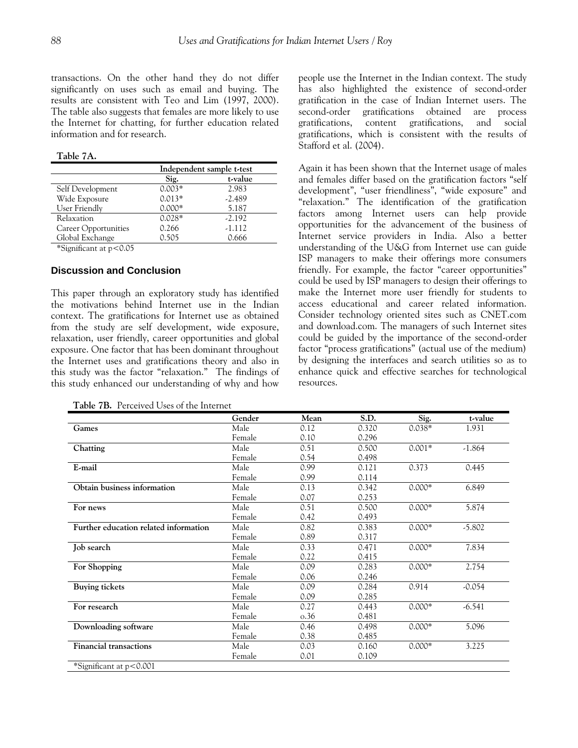transactions. On the other hand they do not differ significantly on uses such as email and buying. The results are consistent with Teo and Lim (1997, 2000). The table also suggests that females are more likely to use the Internet for chatting, for further education related information and for research.

**Table 7A.**

| | Independent sample t-test | |
|---|---|---|
| | Sig. | t-value |
| Self Development | 0.003* | 2.983 |
| Wide Exposure | 0.013* | -2.489 |
| User Friendly | 0.000* | 5.187 |
| Relaxation | 0.028* | -2.192 |
| Career Opportunities | 0.266 | -1.112 |
| Global Exchange | 0.505 | 0.666 |

*Significant at p<0.05

## Discussion and Conclusion

This paper through an exploratory study has identified the motivations behind Internet use in the Indian context. The gratifications for Internet use as obtained from the study are self development, wide exposure, relaxation, user friendly, career opportunities and global exposure. One factor that has been dominant throughout the Internet uses and gratifications theory and also in this study was the factor "relaxation." The findings of this study enhanced our understanding of why and how people use the Internet in the Indian context. The study has also highlighted the existence of second-order gratification in the case of Indian Internet users. The second-order gratifications obtained are process gratifications, content gratifications, and social gratifications, which is consistent with the results of Stafford et al. (2004).

Again it has been shown that the Internet usage of males and females differ based on the gratification factors "self development", "user friendliness", "wide exposure" and "relaxation." The identification of the gratification factors among Internet users can help provide opportunities for the advancement of the business of Internet service providers in India. Also a better understanding of the U&G from Internet use can guide ISP managers to make their offerings more consumers friendly. For example, the factor "career opportunities" could be used by ISP managers to design their offerings to make the Internet more user friendly for students to access educational and career related information. Consider technology oriented sites such as CNET.com and download.com. The managers of such Internet sites could be guided by the importance of the second-order factor "process gratifications" (actual use of the medium) by designing the interfaces and search utilities so as to enhance quick and effective searches for technological resources.

**Table 7B.** Perceived Uses of the Internet

| | Gender | Mean | S.D. | Sig. | t-value |
|---|---|---|---|---|---|
| **Games** | Male | 0.12 | 0.320 | 0.038* | 1.931 |
| | Female | 0.10 | 0.296 | | |
| **Chatting** | Male | 0.51 | 0.500 | 0.001* | -1.864 |
| | Female | 0.54 | 0.498 | | |
| **E-mail** | Male | 0.99 | 0.121 | 0.373 | 0.445 |
| | Female | 0.99 | 0.114 | | |
| **Obtain business information** | Male | 0.13 | 0.342 | 0.000* | 6.849 |
| | Female | 0.07 | 0.253 | | |
| **For news** | Male | 0.51 | 0.500 | 0.000* | 5.874 |
| | Female | 0.42 | 0.493 | | |
| **Further education related information** | Male | 0.82 | 0.383 | 0.000* | -5.802 |
| | Female | 0.89 | 0.317 | | |
| **Job search** | Male | 0.33 | 0.471 | 0.000* | 7.834 |
| | Female | 0.22 | 0.415 | | |
| **For Shopping** | Male | 0.09 | 0.283 | 0.000* | 2.754 |
| | Female | 0.06 | 0.246 | | |
| **Buying tickets** | Male | 0.09 | 0.284 | 0.914 | -0.054 |
| | Female | 0.09 | 0.285 | | |
| **For research** | Male | 0.27 | 0.443 | 0.000* | -6.541 |
| | Female | o.36 | 0.481 | | |
| **Downloading software** | Male | 0.46 | 0.498 | 0.000* | 5.096 |
| | Female | 0.38 | 0.485 | | |
| **Financial transactions** | Male | 0.03 | 0.160 | 0.000* | 3.225 |
| | Female | 0.01 | 0.109 | | |

*Significant at p<0.001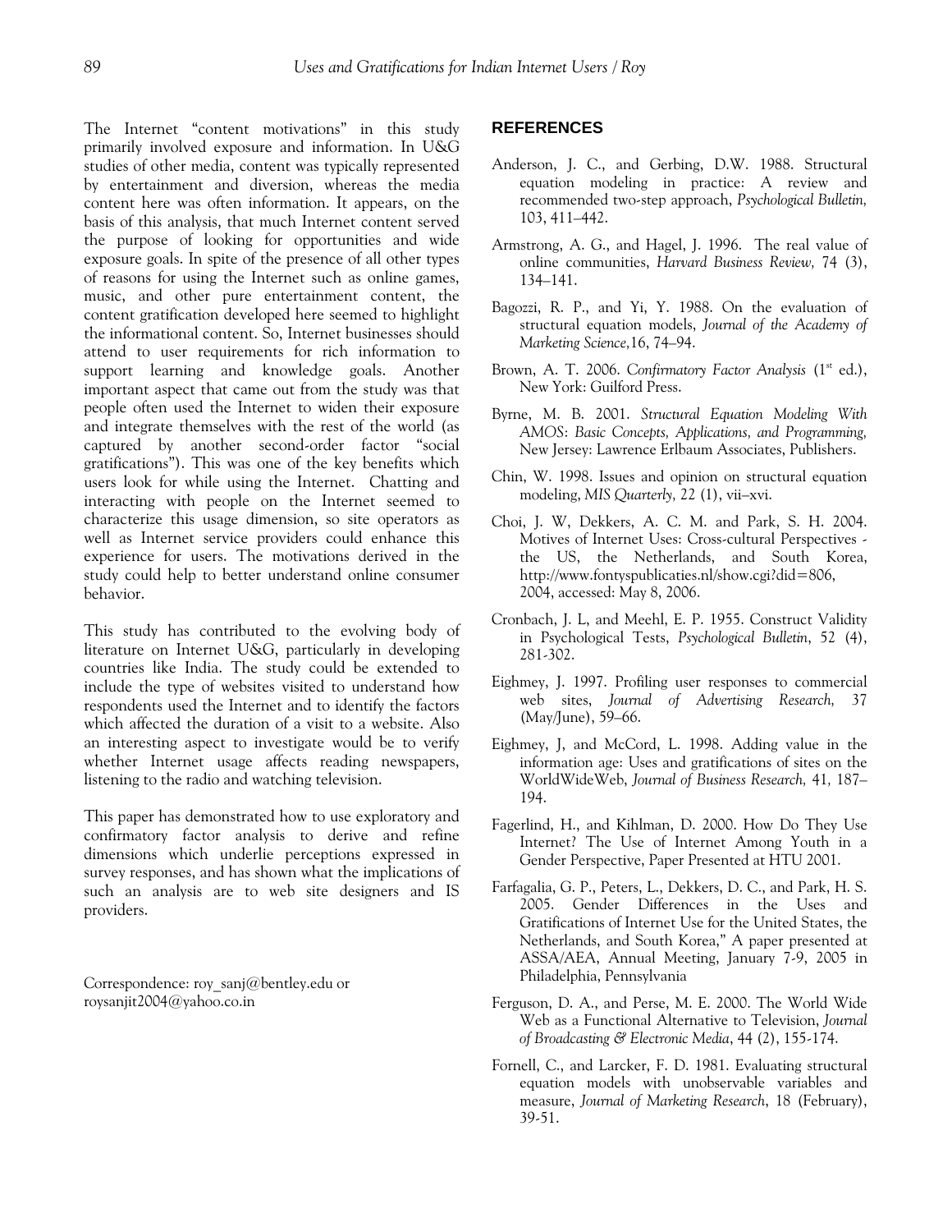The Internet "content motivations" in this study primarily involved exposure and information. In U&G studies of other media, content was typically represented by entertainment and diversion, whereas the media content here was often information. It appears, on the basis of this analysis, that much Internet content served the purpose of looking for opportunities and wide exposure goals. In spite of the presence of all other types of reasons for using the Internet such as online games, music, and other pure entertainment content, the content gratification developed here seemed to highlight the informational content. So, Internet businesses should attend to user requirements for rich information to support learning and knowledge goals. Another important aspect that came out from the study was that people often used the Internet to widen their exposure and integrate themselves with the rest of the world (as captured by another second-order factor "social gratifications"). This was one of the key benefits which users look for while using the Internet. Chatting and interacting with people on the Internet seemed to characterize this usage dimension, so site operators as well as Internet service providers could enhance this experience for users. The motivations derived in the study could help to better understand online consumer behavior.

This study has contributed to the evolving body of literature on Internet U&G, particularly in developing countries like India. The study could be extended to include the type of websites visited to understand how respondents used the Internet and to identify the factors which affected the duration of a visit to a website. Also an interesting aspect to investigate would be to verify whether Internet usage affects reading newspapers, listening to the radio and watching television.

This paper has demonstrated how to use exploratory and confirmatory factor analysis to derive and refine dimensions which underlie perceptions expressed in survey responses, and has shown what the implications of such an analysis are to web site designers and IS providers.

Correspondence: roy_sanj@bentley.edu or roysanjit2004@yahoo.co.in

## REFERENCES

Anderson, J. C., and Gerbing, D.W. 1988. Structural equation modeling in practice: A review and recommended two-step approach, *Psychological Bulletin,* 103, 411–442.

Armstrong, A. G., and Hagel, J. 1996. The real value of online communities, *Harvard Business Review,* 74 (3), 134–141.

Bagozzi, R. P., and Yi, Y. 1988. On the evaluation of structural equation models, *Journal of the Academy of Marketing Science,*16, 74–94.

Brown, A. T. 2006. *Confirmatory Factor Analysis* (1st ed.), New York: Guilford Press.

Byrne, M. B. 2001. *Structural Equation Modeling With AMOS: Basic Concepts, Applications, and Programming,* New Jersey: Lawrence Erlbaum Associates, Publishers.

Chin, W. 1998. Issues and opinion on structural equation modeling, *MIS Quarterly,* 22 (1), vii–xvi.

Choi, J. W, Dekkers, A. C. M. and Park, S. H. 2004. Motives of Internet Uses: Cross-cultural Perspectives - the US, the Netherlands, and South Korea, http://www.fontyspublicaties.nl/show.cgi?did=806, 2004, accessed: May 8, 2006.

Cronbach, J. L, and Meehl, E. P. 1955. Construct Validity in Psychological Tests, *Psychological Bulletin*, 52 (4), 281-302.

Eighmey, J. 1997. Profiling user responses to commercial web sites, *Journal of Advertising Research,* 37 (May/June), 59–66.

Eighmey, J, and McCord, L. 1998. Adding value in the information age: Uses and gratifications of sites on the WorldWideWeb, *Journal of Business Research,* 41, 187–194.

Fagerlind, H., and Kihlman, D. 2000. How Do They Use Internet? The Use of Internet Among Youth in a Gender Perspective, Paper Presented at HTU 2001.

Farfagalia, G. P., Peters, L., Dekkers, D. C., and Park, H. S. 2005. Gender Differences in the Uses and Gratifications of Internet Use for the United States, the Netherlands, and South Korea," A paper presented at ASSA/AEA, Annual Meeting, January 7-9, 2005 in Philadelphia, Pennsylvania

Ferguson, D. A., and Perse, M. E. 2000. The World Wide Web as a Functional Alternative to Television, *Journal of Broadcasting & Electronic Media*, 44 (2), 155-174.

Fornell, C., and Larcker, F. D. 1981. Evaluating structural equation models with unobservable variables and measure, *Journal of Marketing Research*, 18 (February), 39-51.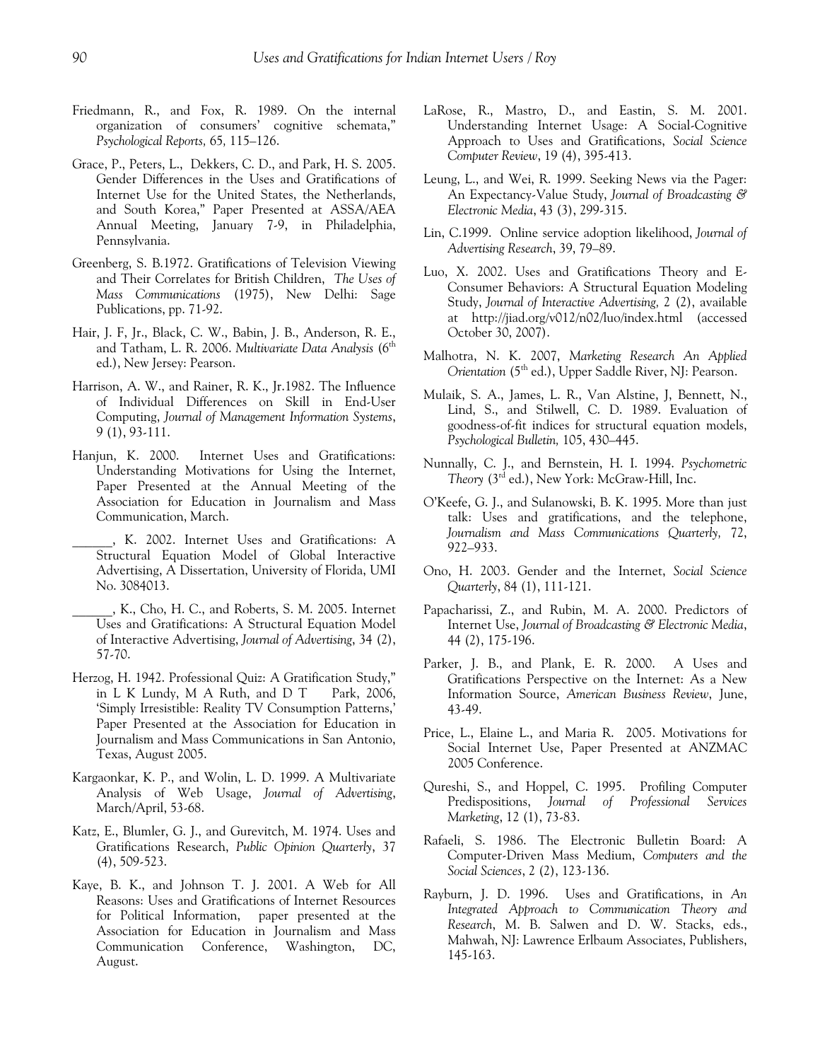Friedmann, R., and Fox, R. 1989. On the internal organization of consumers' cognitive schemata," *Psychological Reports,* 65*,* 115–126.

Grace, P., Peters, L., Dekkers, C. D., and Park, H. S. 2005. Gender Differences in the Uses and Gratifications of Internet Use for the United States, the Netherlands, and South Korea," Paper Presented at ASSA/AEA Annual Meeting, January 7-9, in Philadelphia, Pennsylvania.

Greenberg, S. B.1972. Gratifications of Television Viewing and Their Correlates for British Children, *The Uses of Mass Communications* (1975), New Delhi: Sage Publications, pp. 71-92.

Hair, J. F, Jr., Black, C. W., Babin, J. B., Anderson, R. E., and Tatham, L. R. 2006. *Multivariate Data Analysis* (6th ed.), New Jersey: Pearson.

Harrison, A. W., and Rainer, R. K., Jr.1982. The Influence of Individual Differences on Skill in End-User Computing, *Journal of Management Information Systems*, 9 (1), 93-111.

Hanjun, K. 2000. Internet Uses and Gratifications: Understanding Motivations for Using the Internet, Paper Presented at the Annual Meeting of the Association for Education in Journalism and Mass Communication, March.

\_\_\_\_\_\_, K. 2002. Internet Uses and Gratifications: A Structural Equation Model of Global Interactive Advertising, A Dissertation, University of Florida, UMI No. 3084013.

\_\_\_\_\_\_, K., Cho, H. C., and Roberts, S. M. 2005. Internet Uses and Gratifications: A Structural Equation Model of Interactive Advertising, *Journal of Advertising*, 34 (2), 57-70.

Herzog, H. 1942. Professional Quiz: A Gratification Study," in L K Lundy, M A Ruth, and D T Park, 2006, 'Simply Irresistible: Reality TV Consumption Patterns,' Paper Presented at the Association for Education in Journalism and Mass Communications in San Antonio, Texas, August 2005.

Kargaonkar, K. P., and Wolin, L. D. 1999. A Multivariate Analysis of Web Usage, *Journal of Advertising*, March/April, 53-68.

Katz, E., Blumler, G. J., and Gurevitch, M. 1974. Uses and Gratifications Research, *Public Opinion Quarterly*, 37 (4), 509-523.

Kaye, B. K., and Johnson T. J. 2001. A Web for All Reasons: Uses and Gratifications of Internet Resources for Political Information, paper presented at the Association for Education in Journalism and Mass Communication Conference, Washington, DC, August.

LaRose, R., Mastro, D., and Eastin, S. M. 2001. Understanding Internet Usage: A Social-Cognitive Approach to Uses and Gratifications, *Social Science Computer Review*, 19 (4), 395-413.

Leung, L., and Wei, R. 1999. Seeking News via the Pager: An Expectancy-Value Study, *Journal of Broadcasting & Electronic Media*, 43 (3), 299-315.

Lin, C.1999. Online service adoption likelihood, *Journal of Advertising Research*, 39, 79–89.

Luo, X. 2002. Uses and Gratifications Theory and E-Consumer Behaviors: A Structural Equation Modeling Study, *Journal of Interactive Advertising,* 2 (2), available at http://jiad.org/v012/n02/luo/index.html (accessed October 30, 2007).

Malhotra, N. K. 2007, *Marketing Research An Applied Orientation* (5th ed.), Upper Saddle River, NJ: Pearson.

Mulaik, S. A., James, L. R., Van Alstine, J, Bennett, N., Lind, S., and Stilwell, C. D. 1989. Evaluation of goodness-of-fit indices for structural equation models, *Psychological Bulletin,* 105, 430–445.

Nunnally, C. J., and Bernstein, H. I. 1994. *Psychometric Theory* (3rd ed.), New York: McGraw-Hill, Inc.

O'Keefe, G. J., and Sulanowski, B. K. 1995. More than just talk: Uses and gratifications, and the telephone, *Journalism and Mass Communications Quarterly,* 72, 922–933.

Ono, H. 2003. Gender and the Internet, *Social Science Quarterly*, 84 (1), 111-121.

Papacharissi, Z., and Rubin, M. A. 2000. Predictors of Internet Use, *Journal of Broadcasting & Electronic Media*, 44 (2), 175-196.

Parker, J. B., and Plank, E. R. 2000. A Uses and Gratifications Perspective on the Internet: As a New Information Source, *American Business Review*, June, 43-49.

Price, L., Elaine L., and Maria R. 2005. Motivations for Social Internet Use, Paper Presented at ANZMAC 2005 Conference.

Qureshi, S., and Hoppel, C. 1995. Profiling Computer Predispositions, *Journal of Professional Services Marketing*, 12 (1), 73-83.

Rafaeli, S. 1986. The Electronic Bulletin Board: A Computer-Driven Mass Medium, *Computers and the Social Sciences*, 2 (2), 123-136.

Rayburn, J. D. 1996. Uses and Gratifications, in *An Integrated Approach to Communication Theory and Research*, M. B. Salwen and D. W. Stacks, eds., Mahwah, NJ: Lawrence Erlbaum Associates, Publishers, 145-163.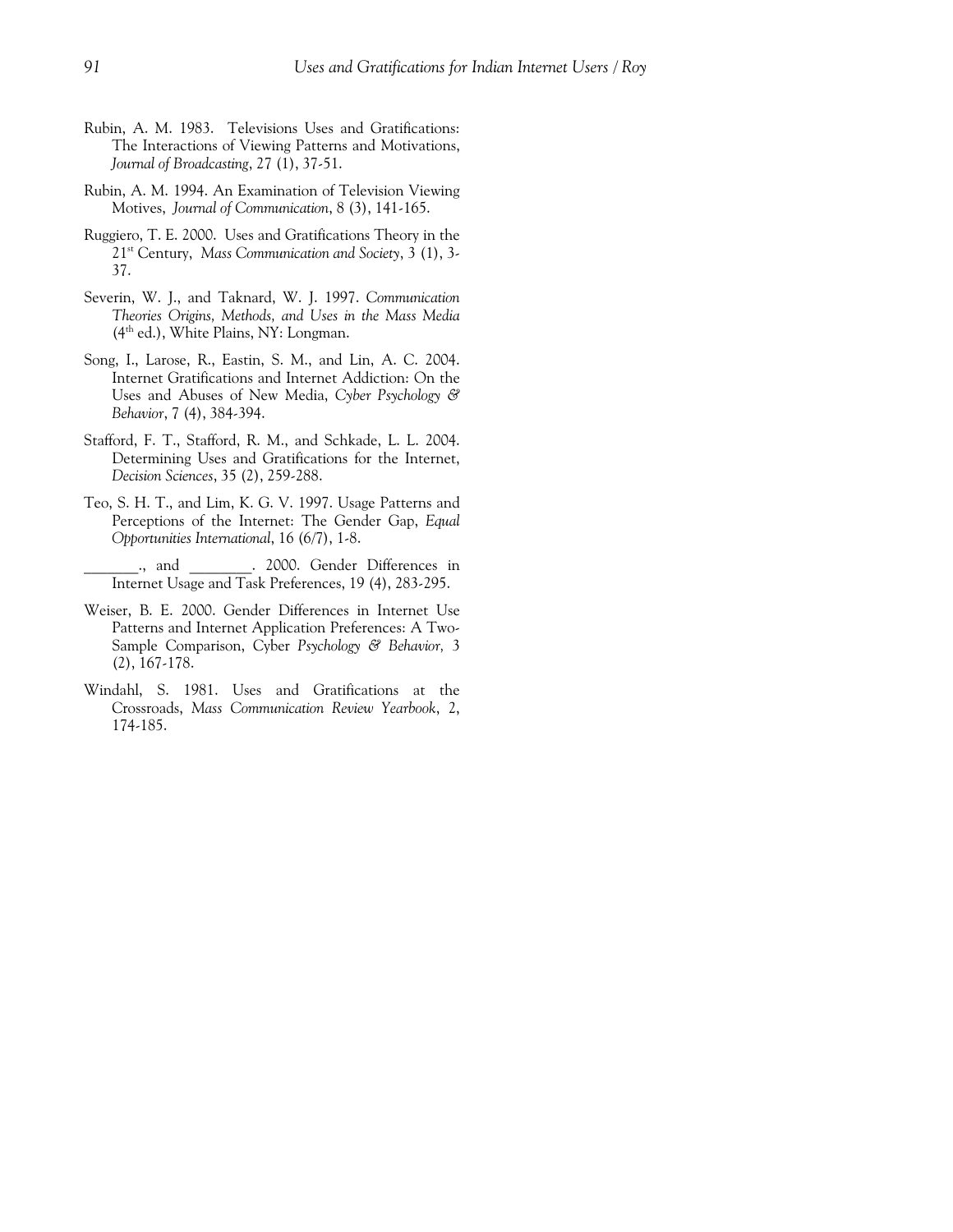Rubin, A. M. 1983. Televisions Uses and Gratifications: The Interactions of Viewing Patterns and Motivations, *Journal of Broadcasting*, 27 (1), 37-51.

Rubin, A. M. 1994. An Examination of Television Viewing Motives, *Journal of Communication*, 8 (3), 141-165.

Ruggiero, T. E. 2000. Uses and Gratifications Theory in the 21st Century, *Mass Communication and Society*, 3 (1), 3-37.

Severin, W. J., and Taknard, W. J. 1997. *Communication Theories Origins, Methods, and Uses in the Mass Media* (4th ed.), White Plains, NY: Longman.

Song, I., Larose, R., Eastin, S. M., and Lin, A. C. 2004. Internet Gratifications and Internet Addiction: On the Uses and Abuses of New Media, *Cyber Psychology & Behavior*, 7 (4), 384-394.

Stafford, F. T., Stafford, R. M., and Schkade, L. L. 2004. Determining Uses and Gratifications for the Internet, *Decision Sciences*, 35 (2), 259-288.

Teo, S. H. T., and Lim, K. G. V. 1997. Usage Patterns and Perceptions of the Internet: The Gender Gap, *Equal Opportunities International*, 16 (6/7), 1-8.

_______., and ________. 2000. Gender Differences in Internet Usage and Task Preferences, 19 (4), 283-295.

Weiser, B. E. 2000. Gender Differences in Internet Use Patterns and Internet Application Preferences: A Two-Sample Comparison, Cyber *Psychology & Behavior,* 3 (2), 167-178.

Windahl, S. 1981. Uses and Gratifications at the Crossroads, *Mass Communication Review Yearbook*, 2, 174-185.